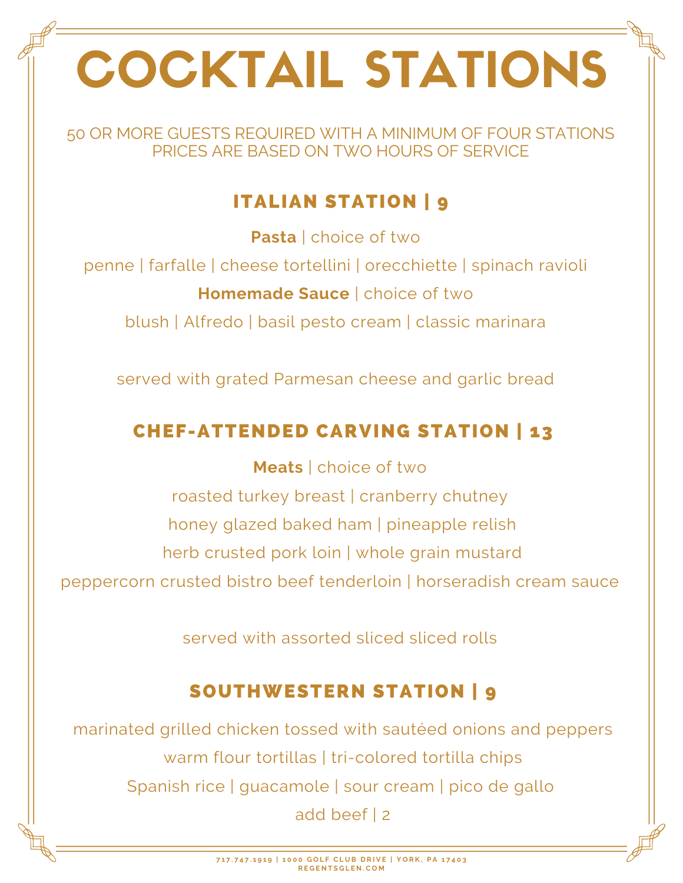# COCKTAIL STATIONS

50 OR MORE GUESTS REQUIRED WITH A MINIMUM OF FOUR STATIONS
PRICES ARE BASED ON TWO HOURS OF SERVICE

## ITALIAN STATION | 9

**Pasta** | choice of two

penne | farfalle | cheese tortellini | orecchiette | spinach ravioli

**Homemade Sauce** | choice of two

blush | Alfredo | basil pesto cream | classic marinara

served with grated Parmesan cheese and garlic bread

## CHEF-ATTENDED CARVING STATION | 13

**Meats** | choice of two

roasted turkey breast | cranberry chutney

honey glazed baked ham | pineapple relish

herb crusted pork loin | whole grain mustard

peppercorn crusted bistro beef tenderloin | horseradish cream sauce

served with assorted sliced sliced rolls

## SOUTHWESTERN STATION | 9

marinated grilled chicken tossed with sautéed onions and peppers

warm flour tortillas | tri-colored tortilla chips

Spanish rice | guacamole | sour cream | pico de gallo

add beef | 2

717.747.1919 | 1000 GOLF CLUB DRIVE | YORK, PA 17403
REGENTSGLEN.COM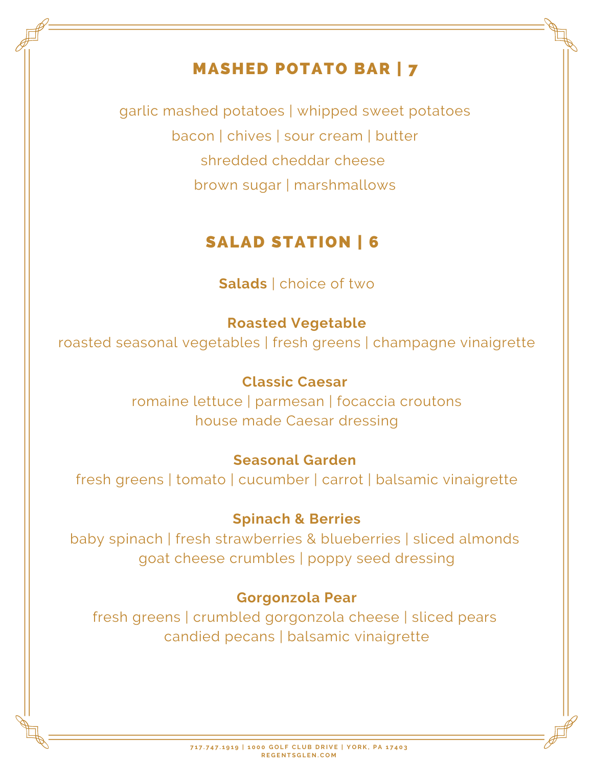## MASHED POTATO BAR | 7

garlic mashed potatoes | whipped sweet potatoes

bacon | chives | sour cream | butter

shredded cheddar cheese

brown sugar | marshmallows

## SALAD STATION | 6

**Salads** | choice of two

**Roasted Vegetable**
roasted seasonal vegetables | fresh greens | champagne vinaigrette

**Classic Caesar**
romaine lettuce | parmesan | focaccia croutons
house made Caesar dressing

**Seasonal Garden**
fresh greens | tomato | cucumber | carrot | balsamic vinaigrette

**Spinach & Berries**
baby spinach | fresh strawberries & blueberries | sliced almonds
goat cheese crumbles | poppy seed dressing

**Gorgonzola Pear**
fresh greens | crumbled gorgonzola cheese | sliced pears
candied pecans | balsamic vinaigrette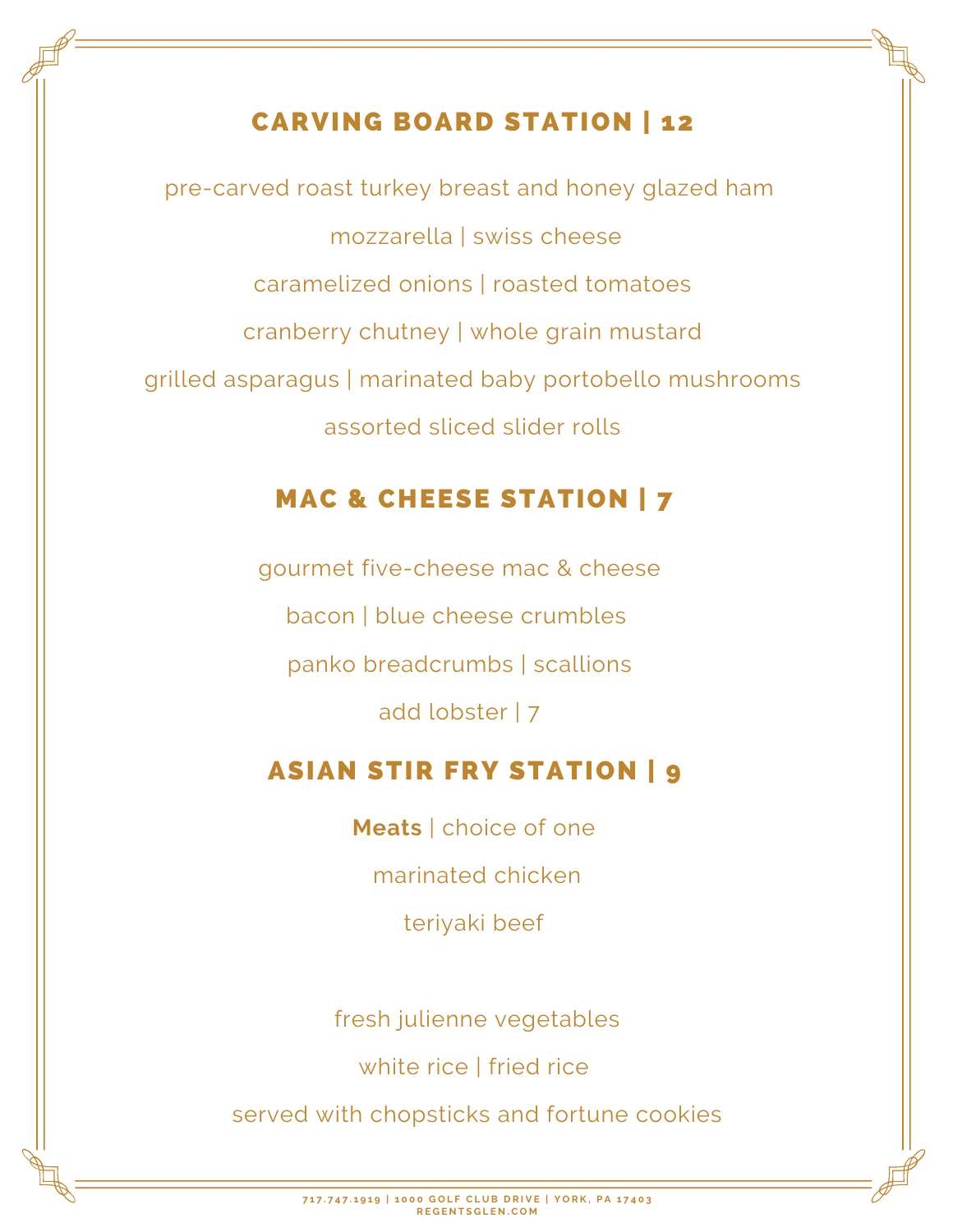## CARVING BOARD STATION | 12

pre-carved roast turkey breast and honey glazed ham

mozzarella | swiss cheese

caramelized onions | roasted tomatoes

cranberry chutney | whole grain mustard

grilled asparagus | marinated baby portobello mushrooms

assorted sliced slider rolls

## MAC & CHEESE STATION | 7

gourmet five-cheese mac & cheese

bacon | blue cheese crumbles

panko breadcrumbs | scallions

add lobster | 7

## ASIAN STIR FRY STATION | 9

**Meats** | choice of one

marinated chicken

teriyaki beef

fresh julienne vegetables

white rice | fried rice

served with chopsticks and fortune cookies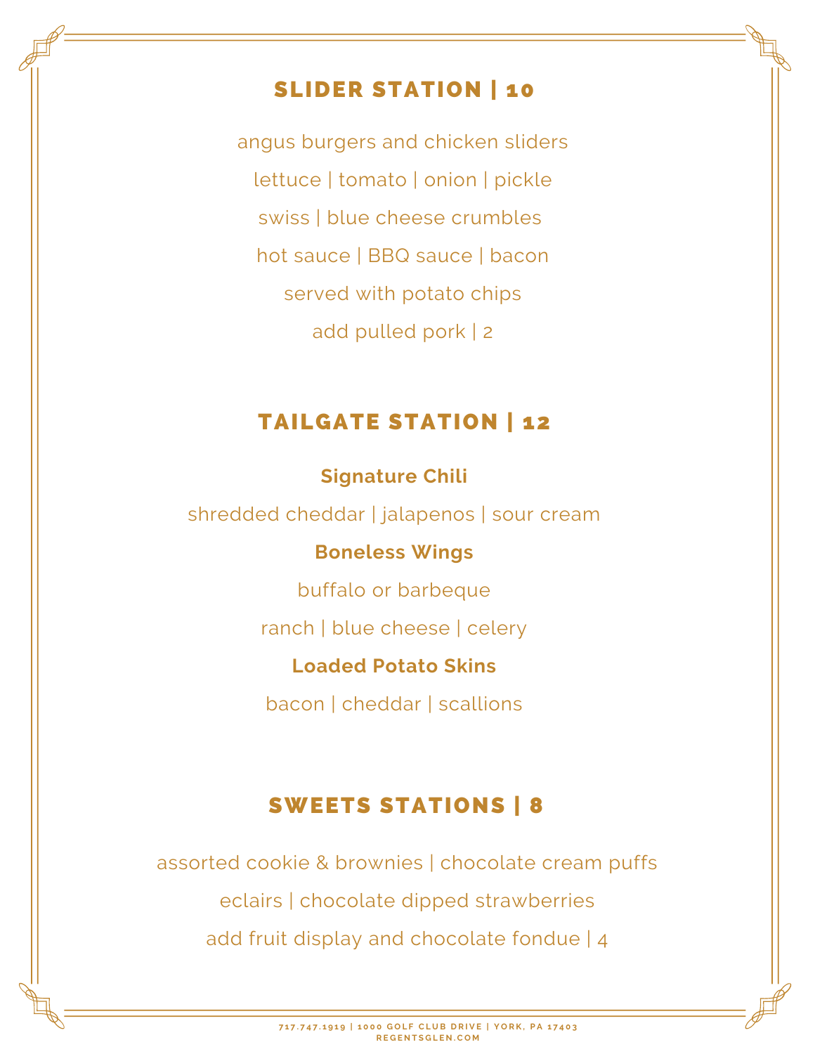## SLIDER STATION | 10

angus burgers and chicken sliders

lettuce | tomato | onion | pickle

swiss | blue cheese crumbles

hot sauce | BBQ sauce | bacon

served with potato chips

add pulled pork | 2

## TAILGATE STATION | 12

**Signature Chili**

shredded cheddar | jalapenos | sour cream

**Boneless Wings**

buffalo or barbeque

ranch | blue cheese | celery

**Loaded Potato Skins**

bacon | cheddar | scallions

## SWEETS STATIONS | 8

assorted cookie & brownies | chocolate cream puffs

eclairs | chocolate dipped strawberries

add fruit display and chocolate fondue | 4

717.747.1919 | 1000 GOLF CLUB DRIVE | YORK, PA 17403
REGENTSGLEN.COM